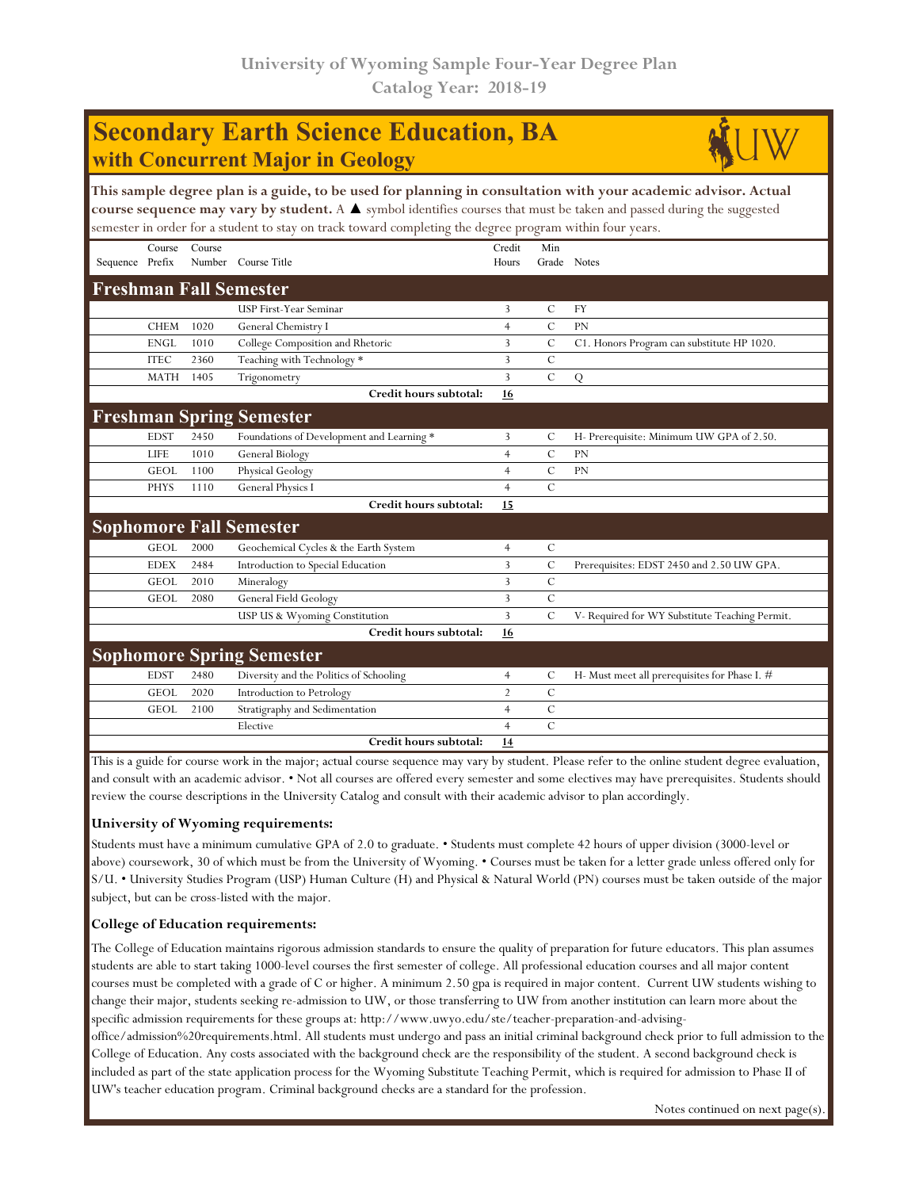University of Wyoming Sample Four-Year Degree Plan
Catalog Year: 2018-19

# Secondary Earth Science Education, BA
## with Concurrent Major in Geology

**This sample degree plan is a guide, to be used for planning in consultation with your academic advisor. Actual course sequence may vary by student.** A ▲ symbol identifies courses that must be taken and passed during the suggested semester in order for a student to stay on track toward completing the degree program within four years.

| Sequence | Course Prefix | Course Number | Course Title | Credit Hours | Min Grade | Notes |
|---|---|---|---|---|---|---|
| **Freshman Fall Semester** | | | | | | |
| | | | USP First-Year Seminar | 3 | C | FY |
| | CHEM | 1020 | General Chemistry I | 4 | C | PN |
| | ENGL | 1010 | College Composition and Rhetoric | 3 | C | C1. Honors Program can substitute HP 1020. |
| | ITEC | 2360 | Teaching with Technology * | 3 | C | |
| | MATH | 1405 | Trigonometry | 3 | C | Q |
| | | | **Credit hours subtotal:** | **16** | | |
| **Freshman Spring Semester** | | | | | | |
| | EDST | 2450 | Foundations of Development and Learning * | 3 | C | H- Prerequisite: Minimum UW GPA of 2.50. |
| | LIFE | 1010 | General Biology | 4 | C | PN |
| | GEOL | 1100 | Physical Geology | 4 | C | PN |
| | PHYS | 1110 | General Physics I | 4 | C | |
| | | | **Credit hours subtotal:** | **15** | | |
| **Sophomore Fall Semester** | | | | | | |
| | GEOL | 2000 | Geochemical Cycles & the Earth System | 4 | C | |
| | EDEX | 2484 | Introduction to Special Education | 3 | C | Prerequisites: EDST 2450 and 2.50 UW GPA. |
| | GEOL | 2010 | Mineralogy | 3 | C | |
| | GEOL | 2080 | General Field Geology | 3 | C | |
| | | | USP US & Wyoming Constitution | 3 | C | V- Required for WY Substitute Teaching Permit. |
| | | | **Credit hours subtotal:** | **16** | | |
| **Sophomore Spring Semester** | | | | | | |
| | EDST | 2480 | Diversity and the Politics of Schooling | 4 | C | H- Must meet all prerequisites for Phase I. # |
| | GEOL | 2020 | Introduction to Petrology | 2 | C | |
| | GEOL | 2100 | Stratigraphy and Sedimentation | 4 | C | |
| | | | Elective | 4 | C | |
| | | | **Credit hours subtotal:** | **14** | | |

This is a guide for course work in the major; actual course sequence may vary by student. Please refer to the online student degree evaluation, and consult with an academic advisor. • Not all courses are offered every semester and some electives may have prerequisites. Students should review the course descriptions in the University Catalog and consult with their academic advisor to plan accordingly.

### University of Wyoming requirements:

Students must have a minimum cumulative GPA of 2.0 to graduate. • Students must complete 42 hours of upper division (3000-level or above) coursework, 30 of which must be from the University of Wyoming. • Courses must be taken for a letter grade unless offered only for S/U. • University Studies Program (USP) Human Culture (H) and Physical & Natural World (PN) courses must be taken outside of the major subject, but can be cross-listed with the major.

### College of Education requirements:

The College of Education maintains rigorous admission standards to ensure the quality of preparation for future educators. This plan assumes students are able to start taking 1000-level courses the first semester of college. All professional education courses and all major content courses must be completed with a grade of C or higher. A minimum 2.50 gpa is required in major content. Current UW students wishing to change their major, students seeking re-admission to UW, or those transferring to UW from another institution can learn more about the specific admission requirements for these groups at: http://www.uwyo.edu/ste/teacher-preparation-and-advising-office/admission%20requirements.html. All students must undergo and pass an initial criminal background check prior to full admission to the College of Education. Any costs associated with the background check are the responsibility of the student. A second background check is included as part of the state application process for the Wyoming Substitute Teaching Permit, which is required for admission to Phase II of UW's teacher education program. Criminal background checks are a standard for the profession.

Notes continued on next page(s).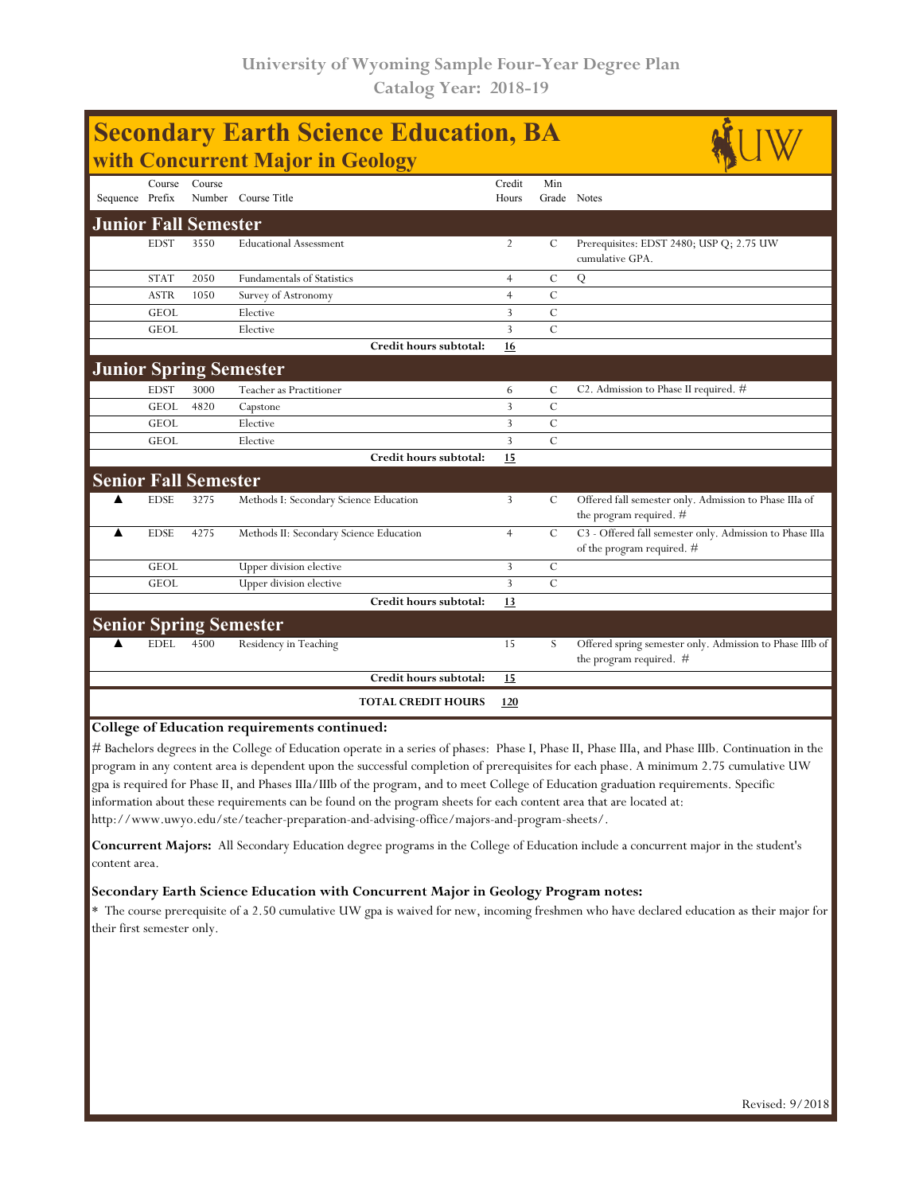# University of Wyoming Sample Four-Year Degree Plan
## Catalog Year: 2018-19

## Secondary Earth Science Education, BA
### with Concurrent Major in Geology

| Sequence | Course Prefix | Course Number | Course Title | Credit Hours | Min Grade | Notes |
|---|---|---|---|---|---|---|
| **Junior Fall Semester** | | | | | | |
| | EDST | 3550 | Educational Assessment | 2 | C | Prerequisites: EDST 2480; USP Q; 2.75 UW cumulative GPA. |
| | STAT | 2050 | Fundamentals of Statistics | 4 | C | Q |
| | ASTR | 1050 | Survey of Astronomy | 4 | C | |
| | GEOL | | Elective | 3 | C | |
| | GEOL | | Elective | 3 | C | |
| | | | **Credit hours subtotal:** | **16** | | |
| **Junior Spring Semester** | | | | | | |
| | EDST | 3000 | Teacher as Practitioner | 6 | C | C2. Admission to Phase II required. # |
| | GEOL | 4820 | Capstone | 3 | C | |
| | GEOL | | Elective | 3 | C | |
| | GEOL | | Elective | 3 | C | |
| | | | **Credit hours subtotal:** | **15** | | |
| **Senior Fall Semester** | | | | | | |
| ▲ | EDSE | 3275 | Methods I: Secondary Science Education | 3 | C | Offered fall semester only. Admission to Phase IIIa of the program required. # |
| ▲ | EDSE | 4275 | Methods II: Secondary Science Education | 4 | C | C3 - Offered fall semester only. Admission to Phase IIIa of the program required. # |
| | GEOL | | Upper division elective | 3 | C | |
| | GEOL | | Upper division elective | 3 | C | |
| | | | **Credit hours subtotal:** | **13** | | |
| **Senior Spring Semester** | | | | | | |
| ▲ | EDEL | 4500 | Residency in Teaching | 15 | S | Offered spring semester only. Admission to Phase IIIb of the program required. # |
| | | | **Credit hours subtotal:** | **15** | | |
| | | | **TOTAL CREDIT HOURS** | **120** | | |

**College of Education requirements continued:**

# Bachelors degrees in the College of Education operate in a series of phases: Phase I, Phase II, Phase IIIa, and Phase IIIb. Continuation in the program in any content area is dependent upon the successful completion of prerequisites for each phase. A minimum 2.75 cumulative UW gpa is required for Phase II, and Phases IIIa/IIIb of the program, and to meet College of Education graduation requirements. Specific information about these requirements can be found on the program sheets for each content area that are located at: http://www.uwyo.edu/ste/teacher-preparation-and-advising-office/majors-and-program-sheets/.

**Concurrent Majors:** All Secondary Education degree programs in the College of Education include a concurrent major in the student's content area.

**Secondary Earth Science Education with Concurrent Major in Geology Program notes:**

* The course prerequisite of a 2.50 cumulative UW gpa is waived for new, incoming freshmen who have declared education as their major for their first semester only.

Revised: 9/2018